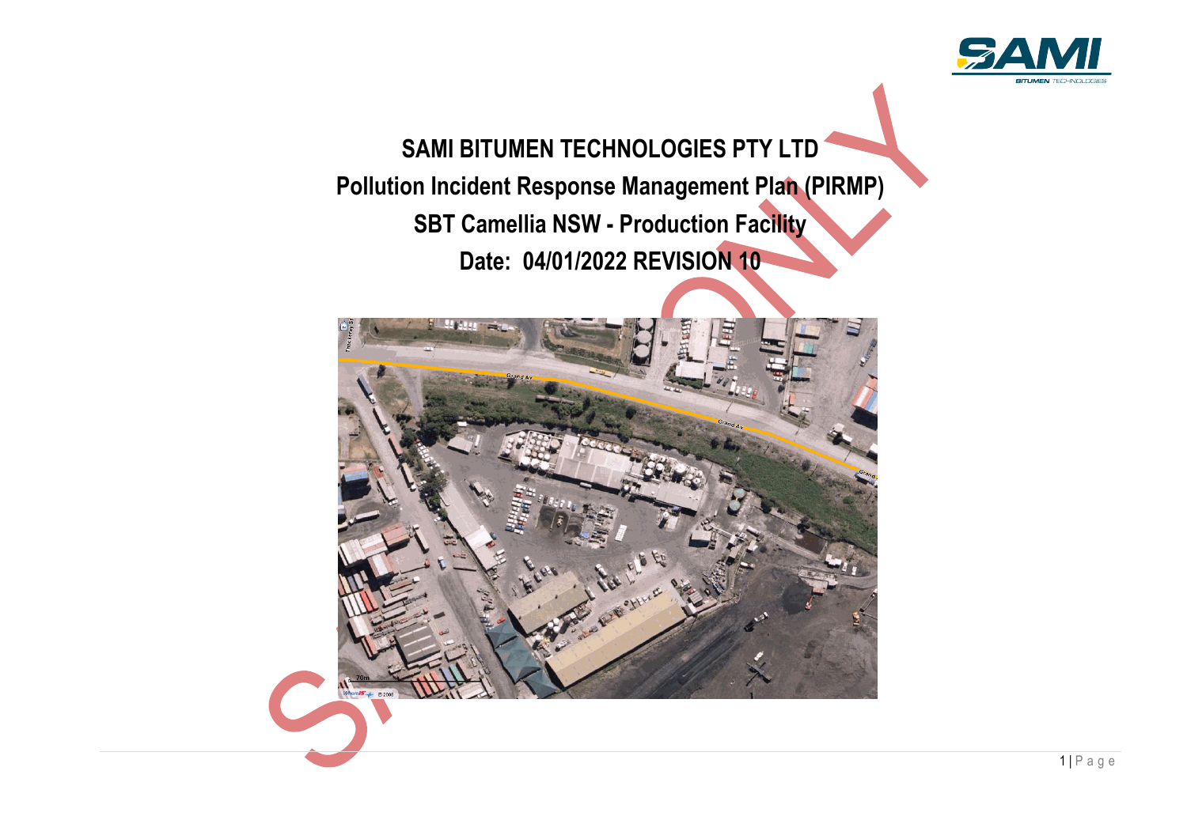# SAMI BITUMEN TECHNOLOGIES PTY LTD

## Pollution Incident Response Management Plan (PIRMP)

## SBT Camellia NSW - Production Facility

## Date: 04/01/2022 REVISION 10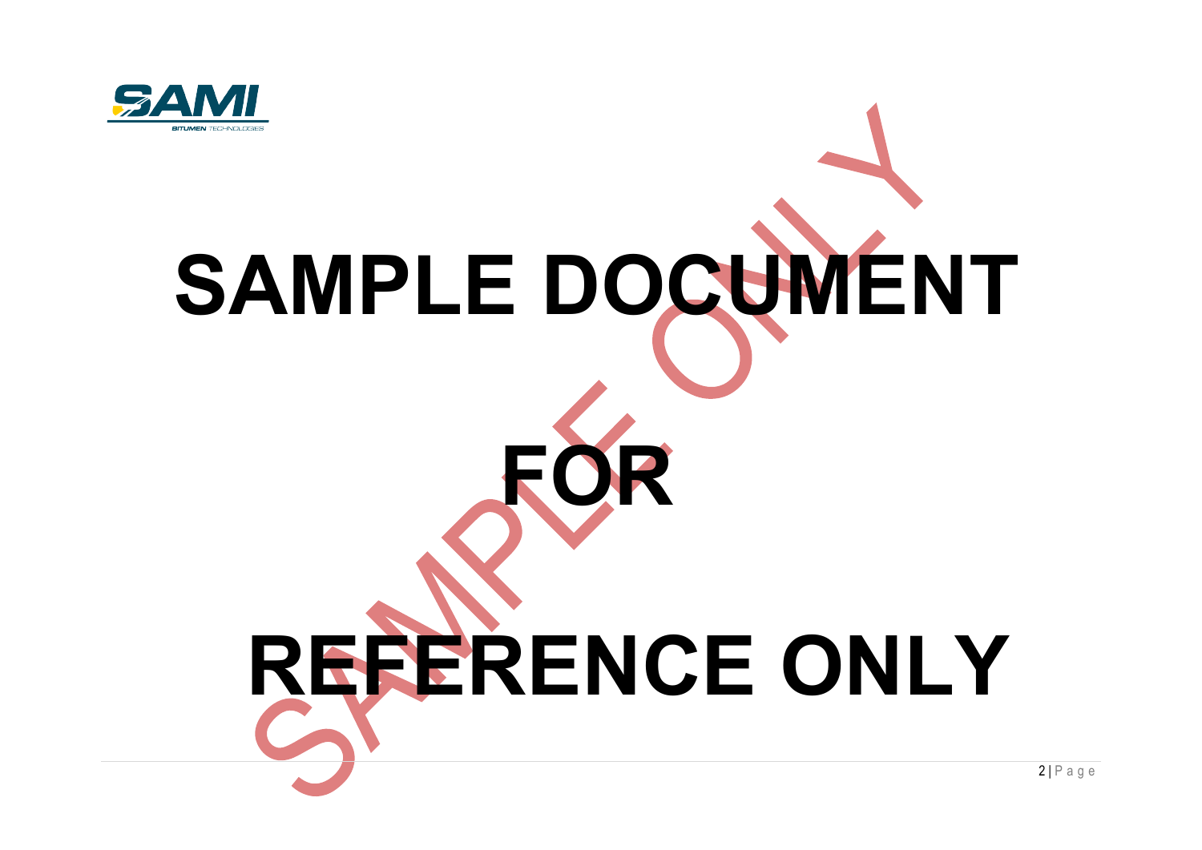SAMI

BITUMEN TECHNOLOGIES

# SAMPLE DOCUMENT

# FOR

# REFERENCE ONLY

SAMPLE ONLY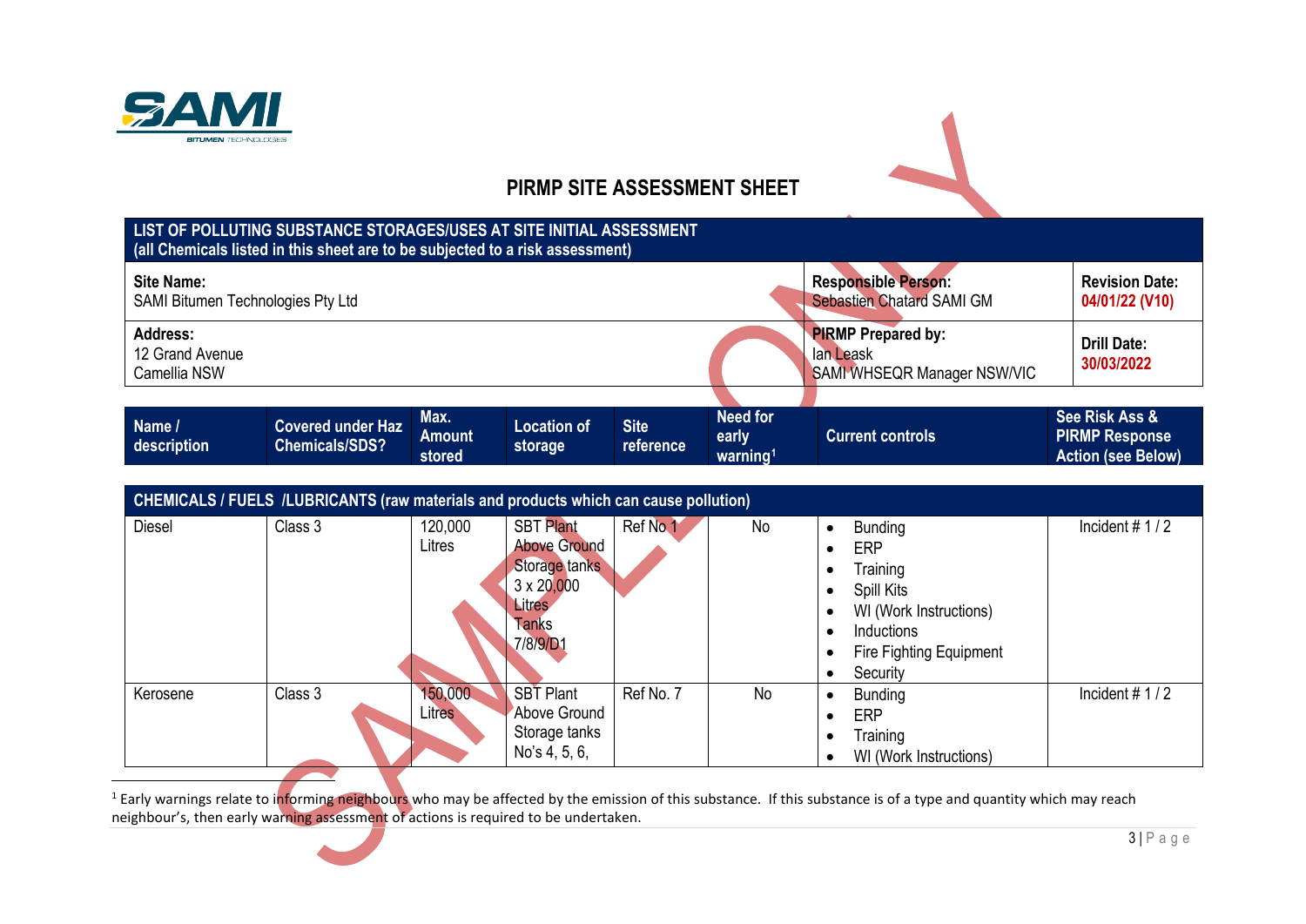# PIRMP SITE ASSESSMENT SHEET

| LIST OF POLLUTING SUBSTANCE STORAGES/USES AT SITE INITIAL ASSESSMENT (all Chemicals listed in this sheet are to be subjected to a risk assessment) | | |
|---|---|---|
| **Site Name:** SAMI Bitumen Technologies Pty Ltd | **Responsible Person:** Sebastien Chatard SAMI GM | **Revision Date:** **04/01/22 (V10)** |
| **Address:** 12 Grand Avenue Camellia NSW | **PIRMP Prepared by:** Ian Leask SAMI WHSEQR Manager NSW/VIC | **Drill Date:** **30/03/2022** |

| Name / description | Covered under Haz Chemicals/SDS? | Max. Amount stored | Location of storage | Site reference | Need for early warning[1] | Current controls | See Risk Ass & PIRMP Response Action (see Below) |
|---|---|---|---|---|---|---|---|
| **CHEMICALS / FUELS /LUBRICANTS (raw materials and products which can cause pollution)** | | | | | | | |
| Diesel | Class 3 | 120,000 Litres | SBT Plant Above Ground Storage tanks 3 x 20,000 Litres Tanks 7/8/9/D1 | Ref No 1 | No | • Bunding<br>• ERP<br>• Training<br>• Spill Kits<br>• WI (Work Instructions)<br>• Inductions<br>• Fire Fighting Equipment<br>• Security | Incident # 1 / 2 |
| Kerosene | Class 3 | 150,000 Litres | SBT Plant Above Ground Storage tanks No's 4, 5, 6, | Ref No. 7 | No | • Bunding<br>• ERP<br>• Training<br>• WI (Work Instructions) | Incident # 1 / 2 |

[1] Early warnings relate to informing neighbours who may be affected by the emission of this substance. If this substance is of a type and quantity which may reach neighbour's, then early warning assessment of actions is required to be undertaken.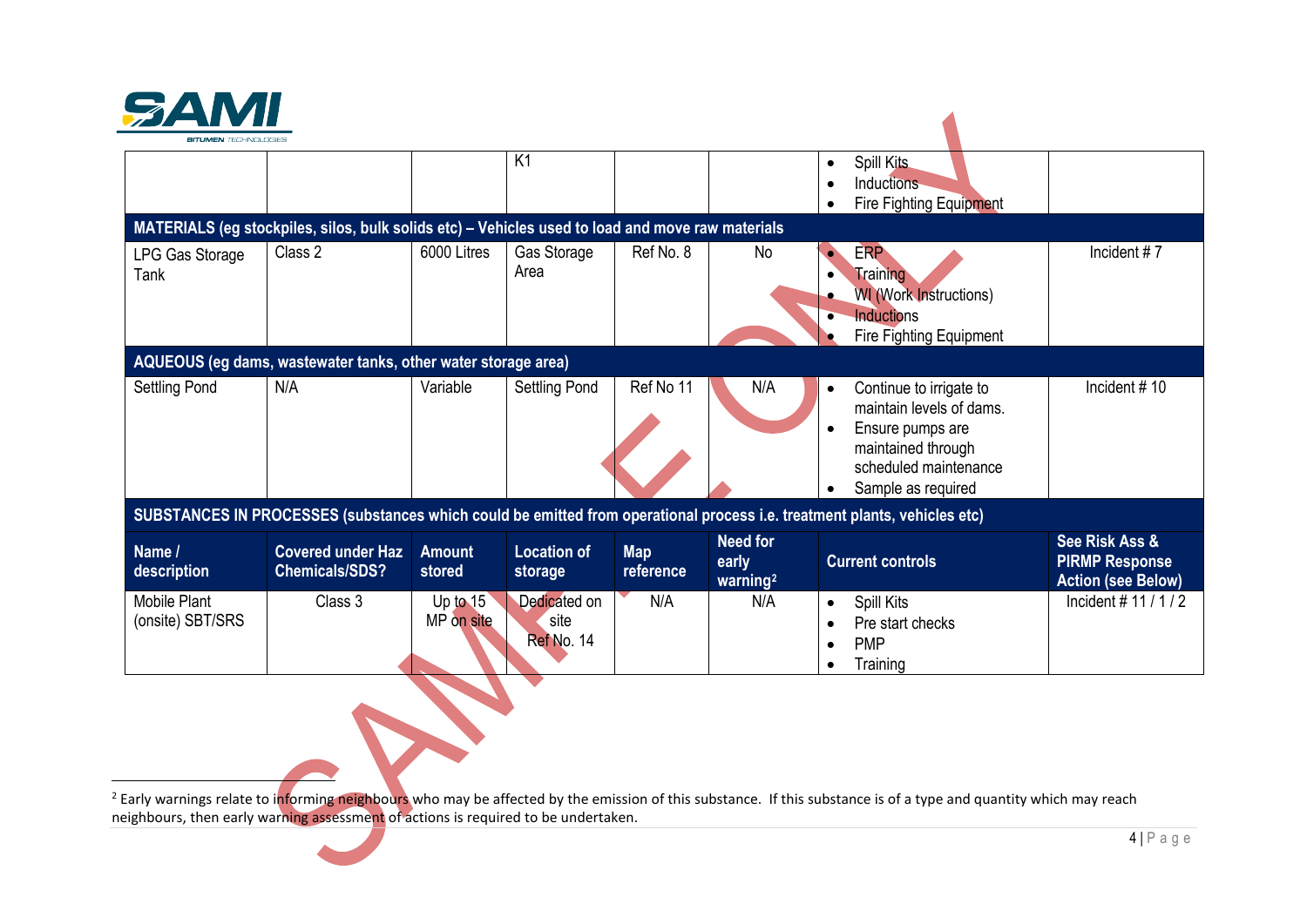| | | | K1 | | | • Spill Kits<br>• Inductions<br>• Fire Fighting Equipment | |
|---|---|---|---|---|---|---|---|
| **MATERIALS (eg stockpiles, silos, bulk solids etc) – Vehicles used to load and move raw materials** | | | | | | | |
| LPG Gas Storage Tank | Class 2 | 6000 Litres | Gas Storage Area | Ref No. 8 | No | • ERP<br>• Training<br>• WI (Work Instructions)<br>• Inductions<br>• Fire Fighting Equipment | Incident # 7 |
| **AQUEOUS (eg dams, wastewater tanks, other water storage area)** | | | | | | | |
| Settling Pond | N/A | Variable | Settling Pond | Ref No 11 | N/A | • Continue to irrigate to maintain levels of dams.<br>• Ensure pumps are maintained through scheduled maintenance<br>• Sample as required | Incident # 10 |
| **SUBSTANCES IN PROCESSES (substances which could be emitted from operational process i.e. treatment plants, vehicles etc)** | | | | | | | |
| **Name / description** | **Covered under Haz Chemicals/SDS?** | **Amount stored** | **Location of storage** | **Map reference** | **Need for early warning[2]** | **Current controls** | **See Risk Ass & PIRMP Response Action (see Below)** |
| Mobile Plant (onsite) SBT/SRS | Class 3 | Up to 15 MP on site | Dedicated on site Ref No. 14 | N/A | N/A | • Spill Kits<br>• Pre start checks<br>• PMP<br>• Training | Incident # 11 / 1 / 2 |

[2] Early warnings relate to informing neighbours who may be affected by the emission of this substance. If this substance is of a type and quantity which may reach neighbours, then early warning assessment of actions is required to be undertaken.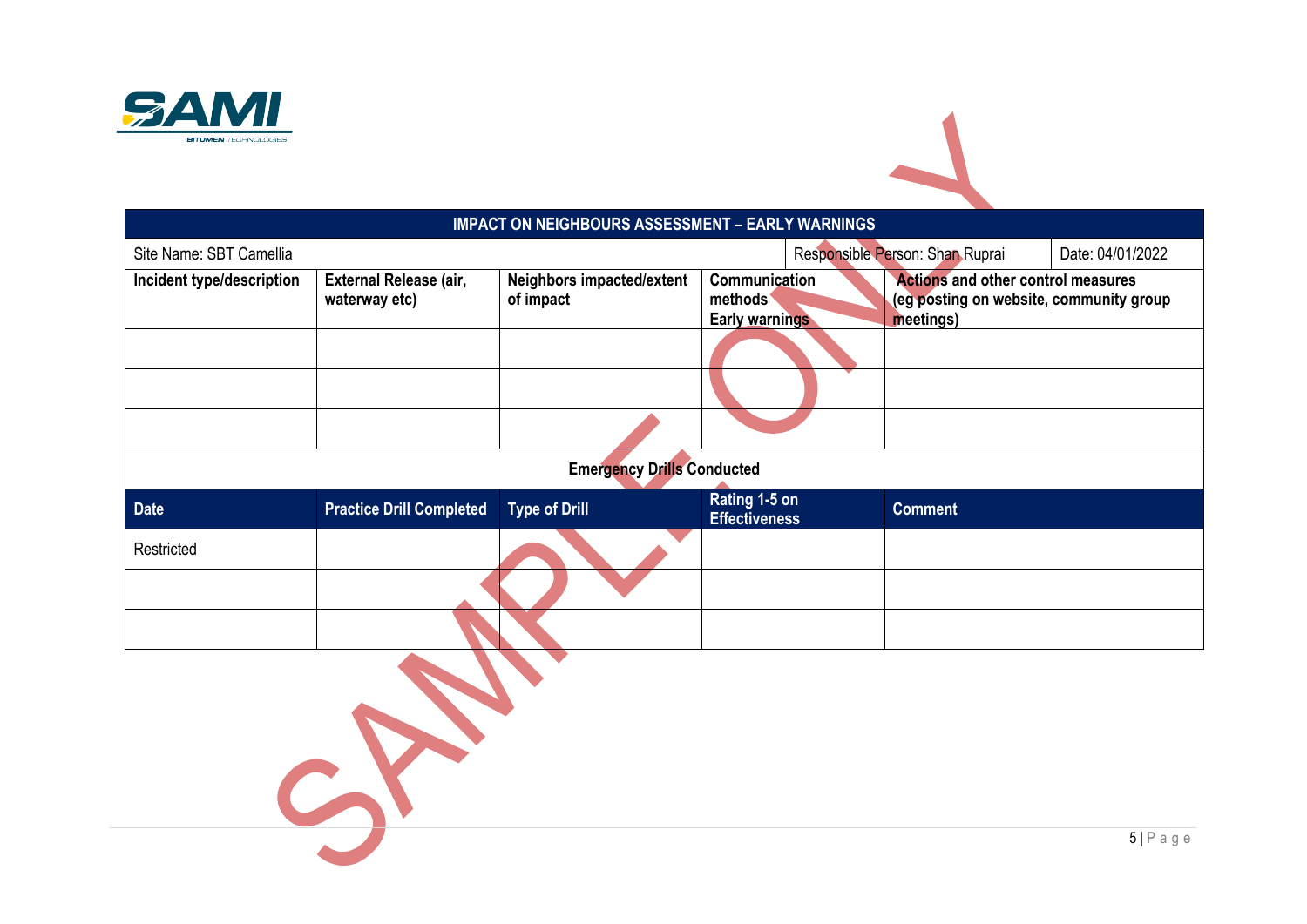| IMPACT ON NEIGHBOURS ASSESSMENT – EARLY WARNINGS | | | | |
|---|---|---|---|---|
| Site Name: SBT Camellia | | | Responsible Person: Shan Ruprai | Date: 04/01/2022 |
| **Incident type/description** | **External Release (air, waterway etc)** | **Neighbors impacted/extent of impact** | **Communication methods Early warnings** | **Actions and other control measures (eg posting on website, community group meetings)** |
| | | | | |
| | | | | |
| | | | | |

**Emergency Drills Conducted**

| Date | Practice Drill Completed | Type of Drill | Rating 1-5 on Effectiveness | Comment |
|---|---|---|---|---|
| Restricted | | | | |
| | | | | |
| | | | | |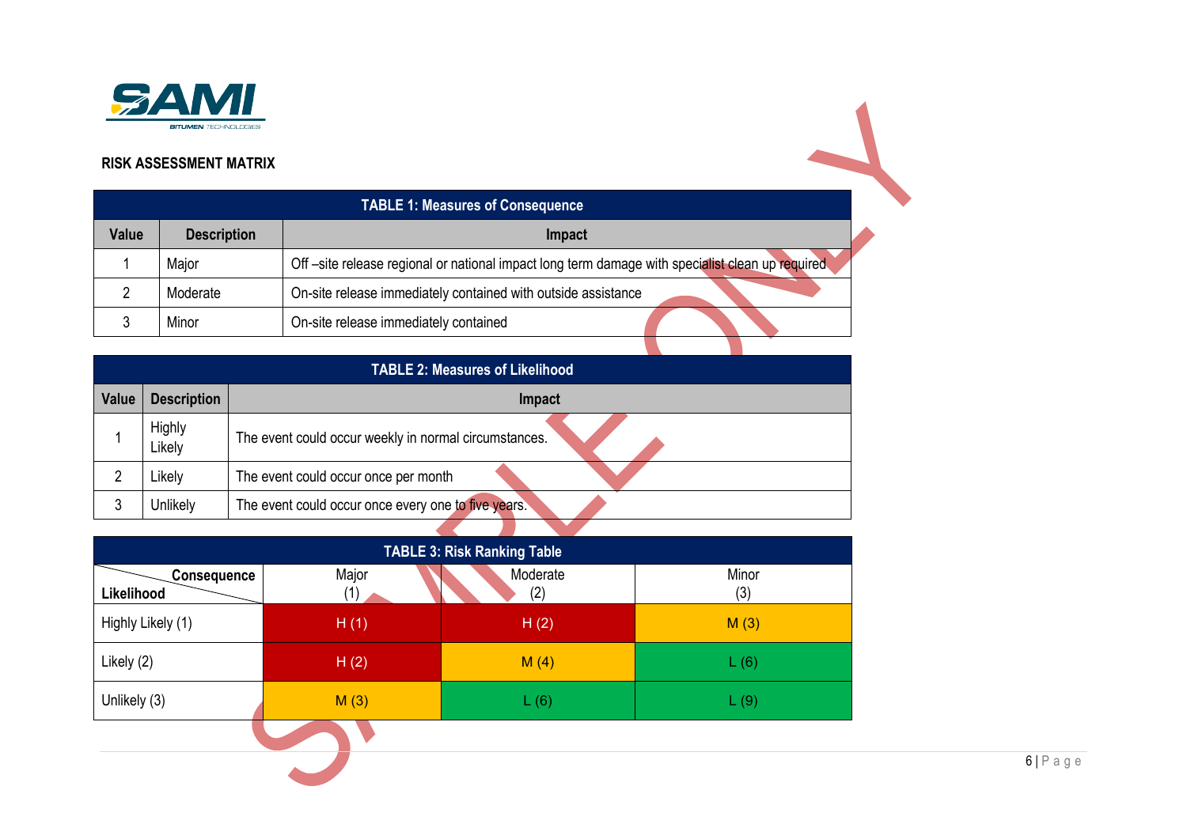**RISK ASSESSMENT MATRIX**

| TABLE 1: Measures of Consequence | | |
|---|---|---|
| **Value** | **Description** | **Impact** |
| 1 | Major | Off –site release regional or national impact long term damage with specialist clean up required |
| 2 | Moderate | On-site release immediately contained with outside assistance |
| 3 | Minor | On-site release immediately contained |

| TABLE 2: Measures of Likelihood | | |
|---|---|---|
| **Value** | **Description** | **Impact** |
| 1 | Highly Likely | The event could occur weekly in normal circumstances. |
| 2 | Likely | The event could occur once per month |
| 3 | Unlikely | The event could occur once every one to five years. |

| TABLE 3: Risk Ranking Table | | | |
|---|---|---|---|
| **Likelihood** \ **Consequence** | Major (1) | Moderate (2) | Minor (3) |
| Highly Likely (1) | H (1) | H (2) | M (3) |
| Likely (2) | H (2) | M (4) | L (6) |
| Unlikely (3) | M (3) | L (6) | L (9) |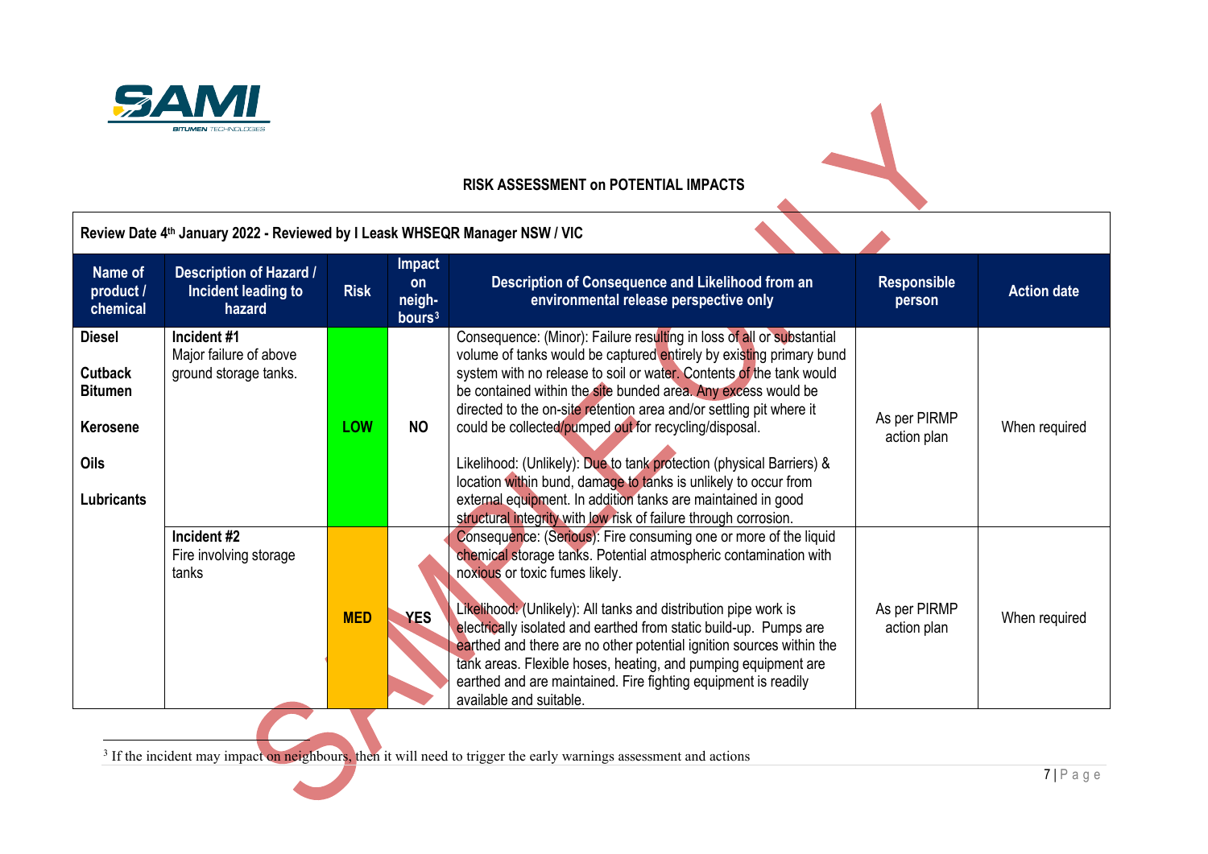## RISK ASSESSMENT on POTENTIAL IMPACTS

**Review Date 4th January 2022 - Reviewed by I Leask WHSEQR Manager NSW / VIC**

| Name of product / chemical | Description of Hazard / Incident leading to hazard | Risk | Impact on neigh-bours[3] | Description of Consequence and Likelihood from an environmental release perspective only | Responsible person | Action date |
|---|---|---|---|---|---|---|
| **Diesel**<br><br>**Cutback Bitumen**<br><br>**Kerosene**<br><br>**Oils**<br><br>**Lubricants** | **Incident #1**<br>Major failure of above ground storage tanks. | **LOW** | **NO** | Consequence: (Minor): Failure resulting in loss of all or substantial volume of tanks would be captured entirely by existing primary bund system with no release to soil or water. Contents of the tank would be contained within the site bunded area. Any excess would be directed to the on-site retention area and/or settling pit where it could be collected/pumped out for recycling/disposal.<br><br>Likelihood: (Unlikely): Due to tank protection (physical Barriers) & location within bund, damage to tanks is unlikely to occur from external equipment. In addition tanks are maintained in good structural integrity with low risk of failure through corrosion. | As per PIRMP action plan | When required |
| | **Incident #2**<br>Fire involving storage tanks | **MED** | **YES** | Consequence: (Serious): Fire consuming one or more of the liquid chemical storage tanks. Potential atmospheric contamination with noxious or toxic fumes likely.<br><br>Likelihood: (Unlikely): All tanks and distribution pipe work is electrically isolated and earthed from static build-up. Pumps are earthed and there are no other potential ignition sources within the tank areas. Flexible hoses, heating, and pumping equipment are earthed and are maintained. Fire fighting equipment is readily available and suitable. | As per PIRMP action plan | When required |

[3] If the incident may impact on neighbours, then it will need to trigger the early warnings assessment and actions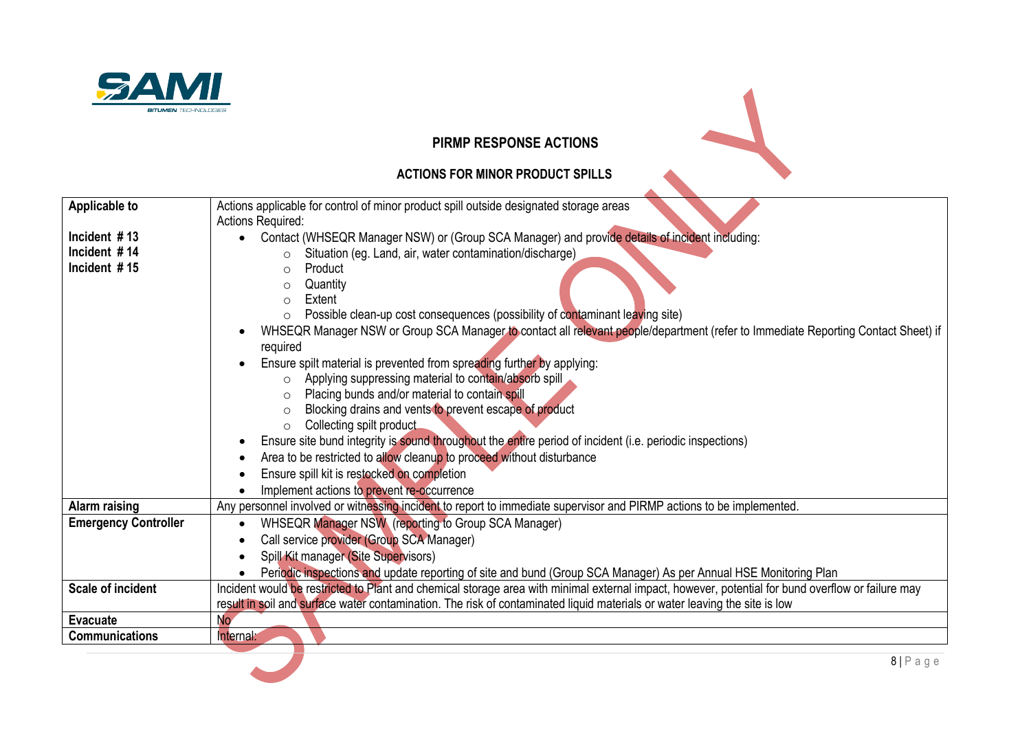## PIRMP RESPONSE ACTIONS

### ACTIONS FOR MINOR PRODUCT SPILLS

| | |
|---|---|
| **Applicable to**<br><br>**Incident # 13**<br>**Incident # 14**<br>**Incident # 15** | Actions applicable for control of minor product spill outside designated storage areas<br>Actions Required:<br>• Contact (WHSEQR Manager NSW) or (Group SCA Manager) and provide details of incident including:<br>&nbsp;&nbsp;&nbsp;&nbsp;○ Situation (eg. Land, air, water contamination/discharge)<br>&nbsp;&nbsp;&nbsp;&nbsp;○ Product<br>&nbsp;&nbsp;&nbsp;&nbsp;○ Quantity<br>&nbsp;&nbsp;&nbsp;&nbsp;○ Extent<br>&nbsp;&nbsp;&nbsp;&nbsp;○ Possible clean-up cost consequences (possibility of contaminant leaving site)<br>• WHSEQR Manager NSW or Group SCA Manager to contact all relevant people/department (refer to Immediate Reporting Contact Sheet) if required<br>• Ensure spilt material is prevented from spreading further by applying:<br>&nbsp;&nbsp;&nbsp;&nbsp;○ Applying suppressing material to contain/absorb spill<br>&nbsp;&nbsp;&nbsp;&nbsp;○ Placing bunds and/or material to contain spill<br>&nbsp;&nbsp;&nbsp;&nbsp;○ Blocking drains and vents to prevent escape of product<br>&nbsp;&nbsp;&nbsp;&nbsp;○ Collecting spilt product<br>• Ensure site bund integrity is sound throughout the entire period of incident (i.e. periodic inspections)<br>• Area to be restricted to allow cleanup to proceed without disturbance<br>• Ensure spill kit is restocked on completion<br>• Implement actions to prevent re-occurrence |
| **Alarm raising** | Any personnel involved or witnessing incident to report to immediate supervisor and PIRMP actions to be implemented. |
| **Emergency Controller** | • WHSEQR Manager NSW (reporting to Group SCA Manager)<br>• Call service provider (Group SCA Manager)<br>• Spill Kit manager (Site Supervisors)<br>• Periodic inspections and update reporting of site and bund (Group SCA Manager) As per Annual HSE Monitoring Plan |
| **Scale of incident** | Incident would be restricted to Plant and chemical storage area with minimal external impact, however, potential for bund overflow or failure may result in soil and surface water contamination. The risk of contaminated liquid materials or water leaving the site is low |
| **Evacuate** | No |
| **Communications** | Internal: |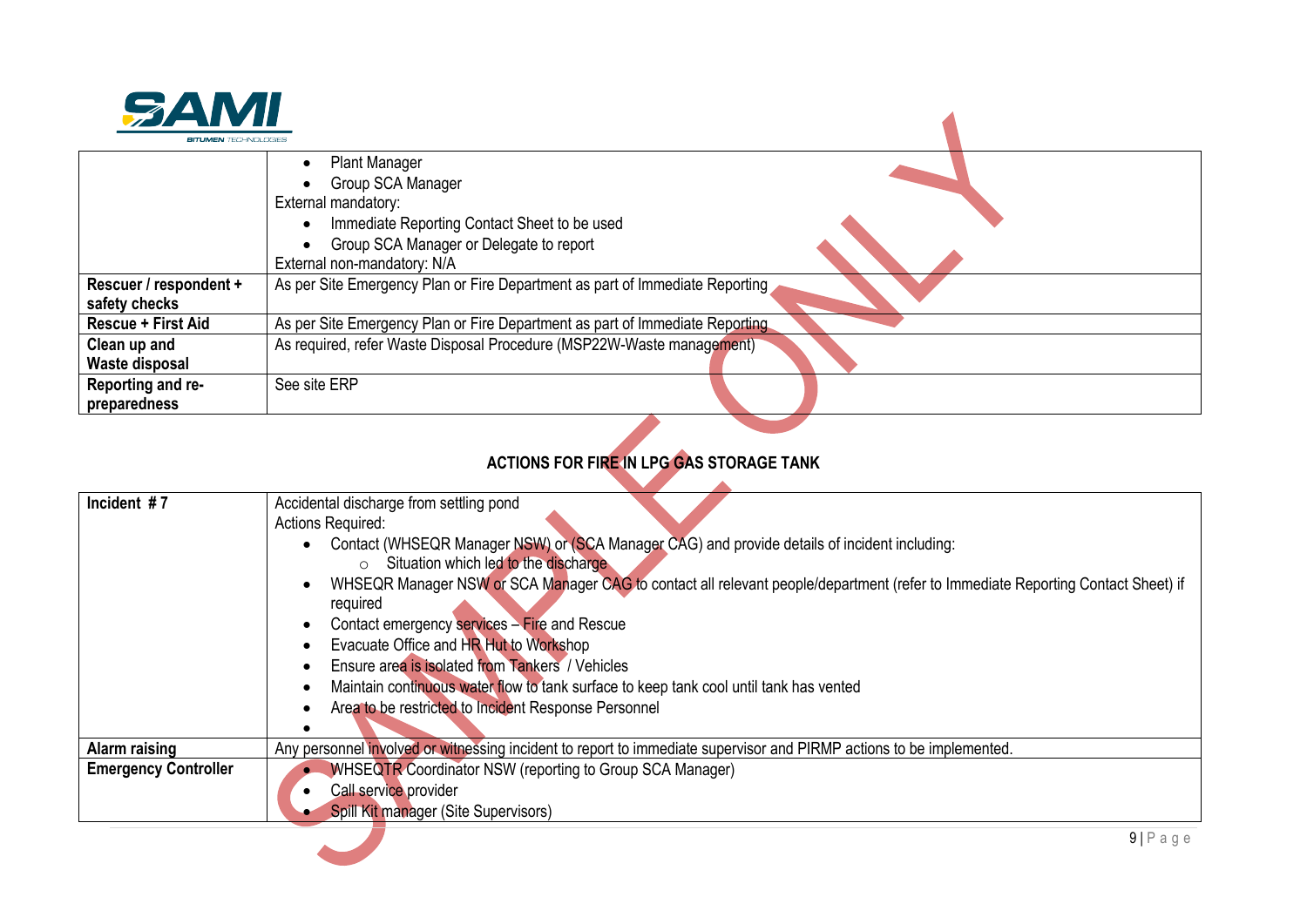| | |
|---|---|
| | • Plant Manager<br>• Group SCA Manager<br>External mandatory:<br>• Immediate Reporting Contact Sheet to be used<br>• Group SCA Manager or Delegate to report<br>External non-mandatory: N/A |
| **Rescuer / respondent + safety checks** | As per Site Emergency Plan or Fire Department as part of Immediate Reporting |
| **Rescue + First Aid** | As per Site Emergency Plan or Fire Department as part of Immediate Reporting |
| **Clean up and Waste disposal** | As required, refer Waste Disposal Procedure (MSP22W-Waste management) |
| **Reporting and re-preparedness** | See site ERP |

## ACTIONS FOR FIRE IN LPG GAS STORAGE TANK

| | |
|---|---|
| **Incident # 7** | Accidental discharge from settling pond<br>Actions Required:<br>• Contact (WHSEQR Manager NSW) or (SCA Manager CAG) and provide details of incident including:<br>  ○ Situation which led to the discharge<br>• WHSEQR Manager NSW or SCA Manager CAG to contact all relevant people/department (refer to Immediate Reporting Contact Sheet) if required<br>• Contact emergency services – Fire and Rescue<br>• Evacuate Office and HR Hut to Workshop<br>• Ensure area is isolated from Tankers / Vehicles<br>• Maintain continuous water flow to tank surface to keep tank cool until tank has vented<br>• Area to be restricted to Incident Response Personnel<br>• |
| **Alarm raising** | Any personnel involved or witnessing incident to report to immediate supervisor and PIRMP actions to be implemented. |
| **Emergency Controller** | • WHSEQTR Coordinator NSW (reporting to Group SCA Manager)<br>• Call service provider<br>• Spill Kit manager (Site Supervisors) |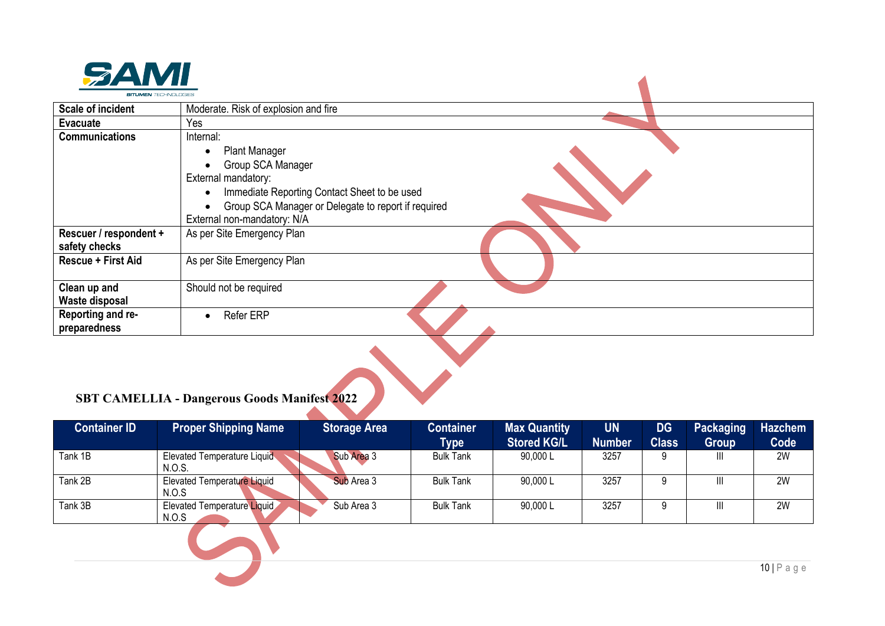| | |
|---|---|
| **Scale of incident** | Moderate. Risk of explosion and fire |
| **Evacuate** | Yes |
| **Communications** | Internal:<br>• Plant Manager<br>• Group SCA Manager<br>External mandatory:<br>• Immediate Reporting Contact Sheet to be used<br>• Group SCA Manager or Delegate to report if required<br>External non-mandatory: N/A |
| **Rescuer / respondent + safety checks** | As per Site Emergency Plan |
| **Rescue + First Aid** | As per Site Emergency Plan |
| **Clean up and Waste disposal** | Should not be required |
| **Reporting and re-preparedness** | • Refer ERP |

## SBT CAMELLIA - Dangerous Goods Manifest 2022

| Container ID | Proper Shipping Name | Storage Area | Container Type | Max Quantity Stored KG/L | UN Number | DG Class | Packaging Group | Hazchem Code |
|---|---|---|---|---|---|---|---|---|
| Tank 1B | Elevated Temperature Liquid N.O.S. | Sub Area 3 | Bulk Tank | 90,000 L | 3257 | 9 | III | 2W |
| Tank 2B | Elevated Temperature Liquid N.O.S | Sub Area 3 | Bulk Tank | 90,000 L | 3257 | 9 | III | 2W |
| Tank 3B | Elevated Temperature Liquid N.O.S | Sub Area 3 | Bulk Tank | 90,000 L | 3257 | 9 | III | 2W |